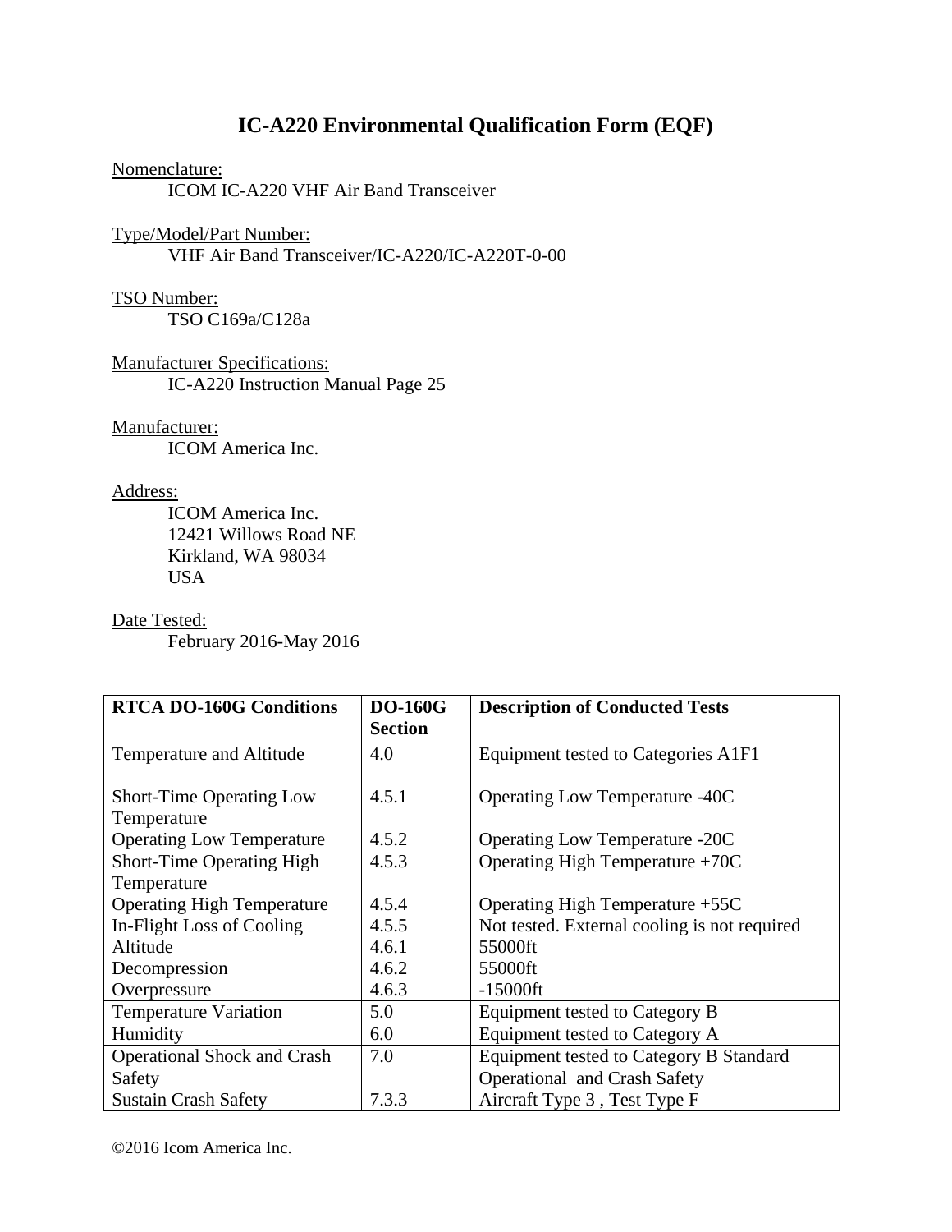# IC-A220 Environmental Qualification Form (EQF)

Nomenclature:
ICOM IC-A220 VHF Air Band Transceiver

Type/Model/Part Number:
VHF Air Band Transceiver/IC-A220/IC-A220T-0-00

TSO Number:
TSO C169a/C128a

Manufacturer Specifications:
IC-A220 Instruction Manual Page 25

Manufacturer:
ICOM America Inc.

Address:
ICOM America Inc.
12421 Willows Road NE
Kirkland, WA 98034
USA

Date Tested:
February 2016-May 2016

| RTCA DO-160G Conditions | DO-160G Section | Description of Conducted Tests |
|---|---|---|
| Temperature and Altitude | 4.0 | Equipment tested to Categories A1F1 |
| Short-Time Operating Low Temperature | 4.5.1 | Operating Low Temperature -40C |
| Operating Low Temperature | 4.5.2 | Operating Low Temperature -20C |
| Short-Time Operating High Temperature | 4.5.3 | Operating High Temperature +70C |
| Operating High Temperature | 4.5.4 | Operating High Temperature +55C |
| In-Flight Loss of Cooling | 4.5.5 | Not tested. External cooling is not required |
| Altitude | 4.6.1 | 55000ft |
| Decompression | 4.6.2 | 55000ft |
| Overpressure | 4.6.3 | -15000ft |
| Temperature Variation | 5.0 | Equipment tested to Category B |
| Humidity | 6.0 | Equipment tested to Category A |
| Operational Shock and Crash Safety | 7.0 | Equipment tested to Category B Standard Operational and Crash Safety |
| Sustain Crash Safety | 7.3.3 | Aircraft Type 3 , Test Type F |

©2016 Icom America Inc.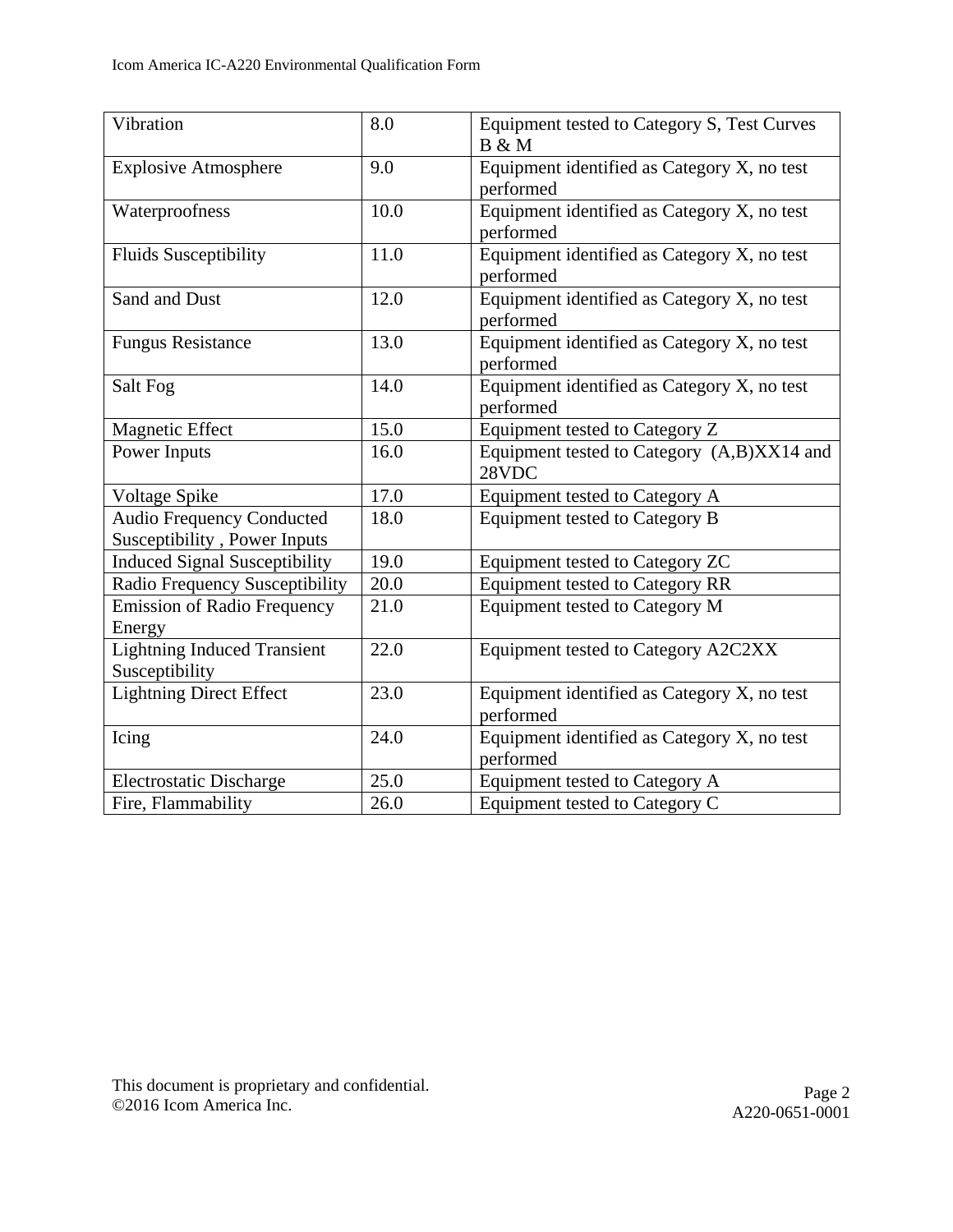| | | |
|---|---|---|
| Vibration | 8.0 | Equipment tested to Category S, Test Curves B & M |
| Explosive Atmosphere | 9.0 | Equipment identified as Category X, no test performed |
| Waterproofness | 10.0 | Equipment identified as Category X, no test performed |
| Fluids Susceptibility | 11.0 | Equipment identified as Category X, no test performed |
| Sand and Dust | 12.0 | Equipment identified as Category X, no test performed |
| Fungus Resistance | 13.0 | Equipment identified as Category X, no test performed |
| Salt Fog | 14.0 | Equipment identified as Category X, no test performed |
| Magnetic Effect | 15.0 | Equipment tested to Category Z |
| Power Inputs | 16.0 | Equipment tested to Category (A,B)XX14 and 28VDC |
| Voltage Spike | 17.0 | Equipment tested to Category A |
| Audio Frequency Conducted Susceptibility , Power Inputs | 18.0 | Equipment tested to Category B |
| Induced Signal Susceptibility | 19.0 | Equipment tested to Category ZC |
| Radio Frequency Susceptibility | 20.0 | Equipment tested to Category RR |
| Emission of Radio Frequency Energy | 21.0 | Equipment tested to Category M |
| Lightning Induced Transient Susceptibility | 22.0 | Equipment tested to Category A2C2XX |
| Lightning Direct Effect | 23.0 | Equipment identified as Category X, no test performed |
| Icing | 24.0 | Equipment identified as Category X, no test performed |
| Electrostatic Discharge | 25.0 | Equipment tested to Category A |
| Fire, Flammability | 26.0 | Equipment tested to Category C |